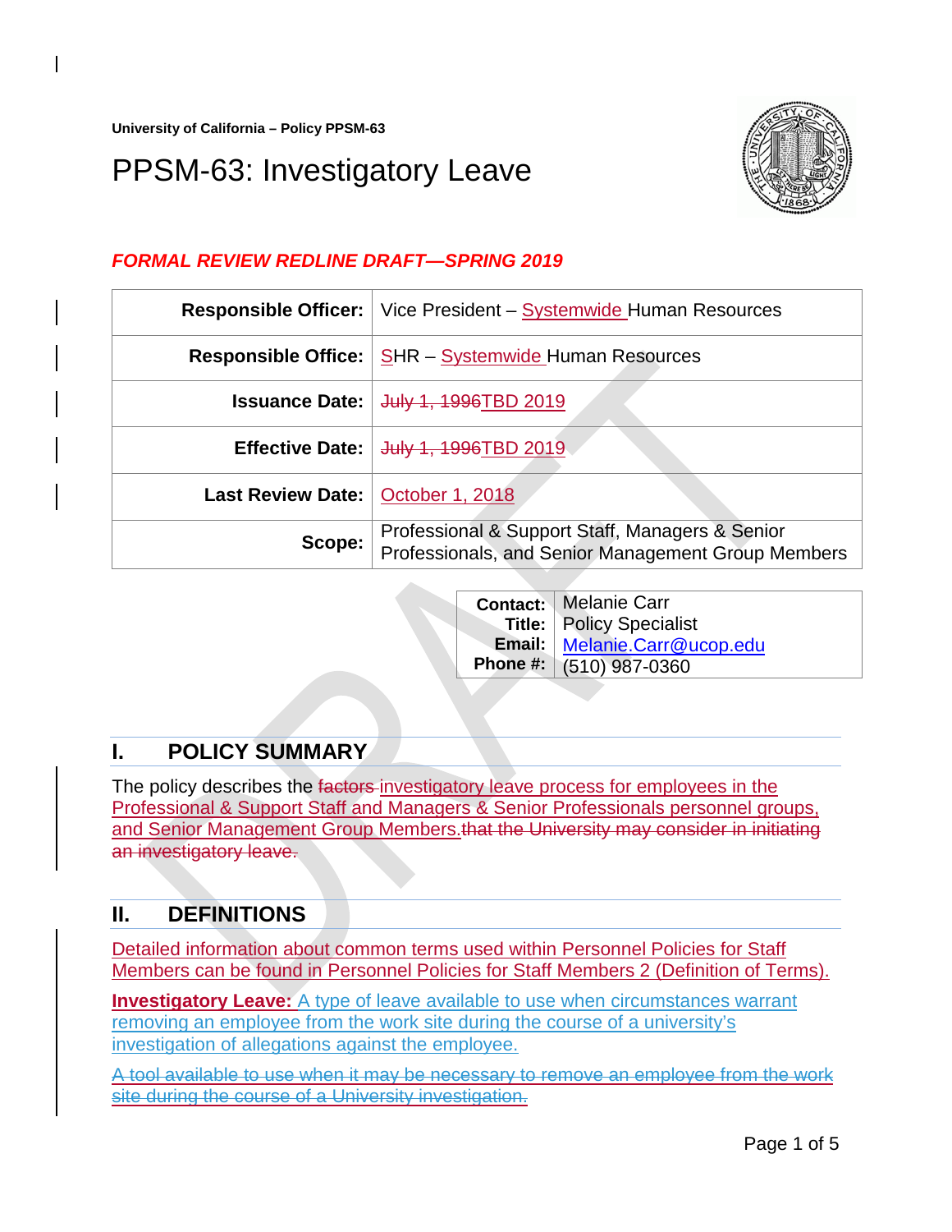University of California – Policy PPSM-63

# PPSM-63: Investigatory Leave

***FORMAL REVIEW REDLINE DRAFT—SPRING 2019***

| | |
|---|---|
| **Responsible Officer:** | Vice President – Systemwide Human Resources |
| **Responsible Office:** | SHR – Systemwide Human Resources |
| **Issuance Date:** | ~~July 1, 1996~~TBD 2019 |
| **Effective Date:** | ~~July 1, 1996~~TBD 2019 |
| **Last Review Date:** | October 1, 2018 |
| **Scope:** | Professional & Support Staff, Managers & Senior Professionals, and Senior Management Group Members |

| | |
|---|---|
| **Contact:** | Melanie Carr |
| **Title:** | Policy Specialist |
| **Email:** | Melanie.Carr@ucop.edu |
| **Phone #:** | (510) 987-0360 |

## I. POLICY SUMMARY

The policy describes the ~~factors~~ investigatory leave process for employees in the Professional & Support Staff and Managers & Senior Professionals personnel groups, and Senior Management Group Members.~~that the University may consider in initiating an investigatory leave.~~

## II. DEFINITIONS

Detailed information about common terms used within Personnel Policies for Staff Members can be found in Personnel Policies for Staff Members 2 (Definition of Terms).

**Investigatory Leave:** A type of leave available to use when circumstances warrant removing an employee from the work site during the course of a university's investigation of allegations against the employee.

~~A tool available to use when it may be necessary to remove an employee from the work site during the course of a University investigation.~~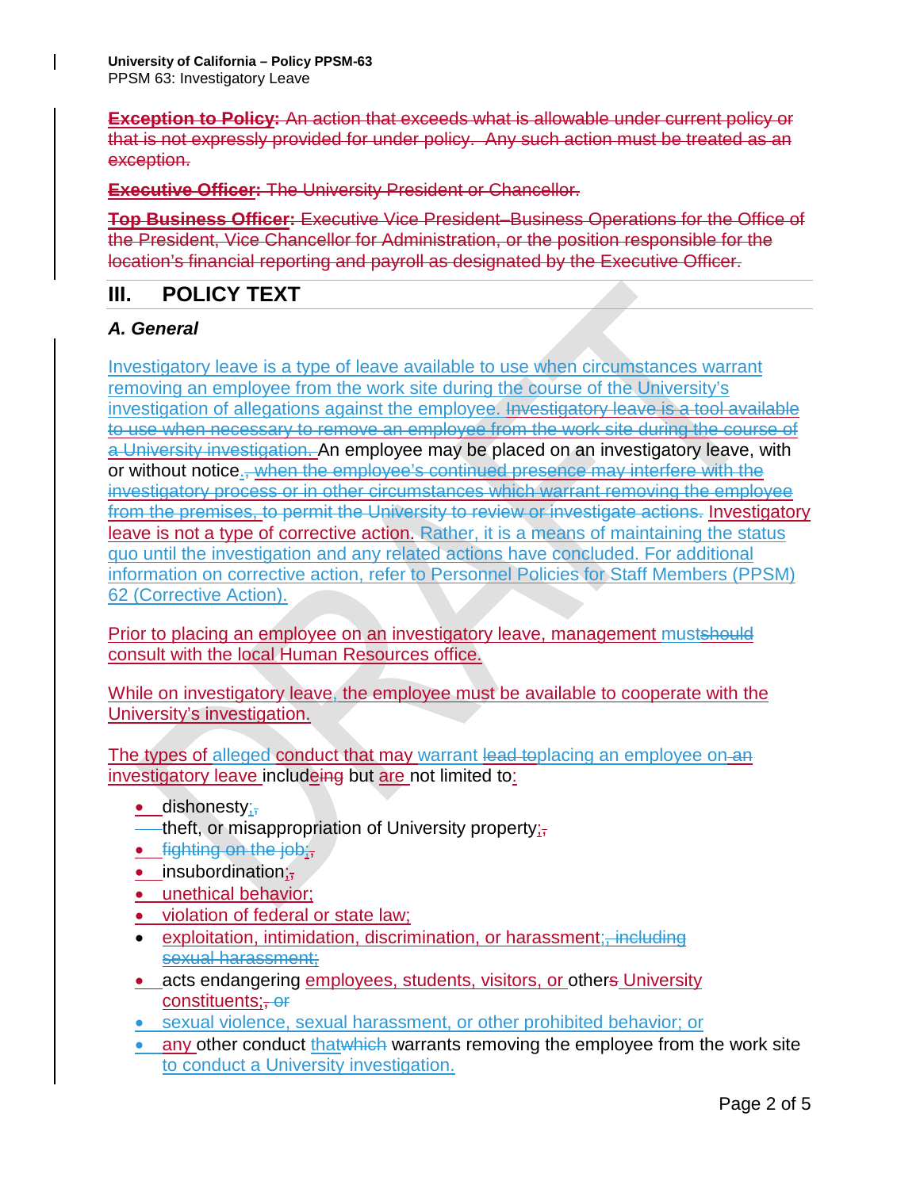**Exception to Policy:** An action that exceeds what is allowable under current policy or that is not expressly provided for under policy. Any such action must be treated as an exception.

**Executive Officer:** The University President or Chancellor.

**Top Business Officer:** Executive Vice President–Business Operations for the Office of the President, Vice Chancellor for Administration, or the position responsible for the location's financial reporting and payroll as designated by the Executive Officer.

## III. POLICY TEXT

### *A. General*

Investigatory leave is a type of leave available to use when circumstances warrant removing an employee from the work site during the course of the University's investigation of allegations against the employee. Investigatory leave is a tool available to use when necessary to remove an employee from the work site during the course of a University investigation. An employee may be placed on an investigatory leave, with or without notice., when the employee's continued presence may interfere with the investigatory process or in other circumstances which warrant removing the employee from the premises, to permit the University to review or investigate actions. Investigatory leave is not a type of corrective action. Rather, it is a means of maintaining the status quo until the investigation and any related actions have concluded. For additional information on corrective action, refer to Personnel Policies for Staff Members (PPSM) 62 (Corrective Action).

Prior to placing an employee on an investigatory leave, management mustshould consult with the local Human Resources office.

While on investigatory leave, the employee must be available to cooperate with the University's investigation.

The types of alleged conduct that may warrant lead toplacing an employee on an investigatory leave includeing but are not limited to:

- dishonesty;,
- theft, or misappropriation of University property;,
- fighting on the job;,
- insubordination;,
- unethical behavior;
- violation of federal or state law;
- exploitation, intimidation, discrimination, or harassment;, including sexual harassment;
- acts endangering employees, students, visitors, or others University constituents;, or
- sexual violence, sexual harassment, or other prohibited behavior; or
- any other conduct thatwhich warrants removing the employee from the work site to conduct a University investigation.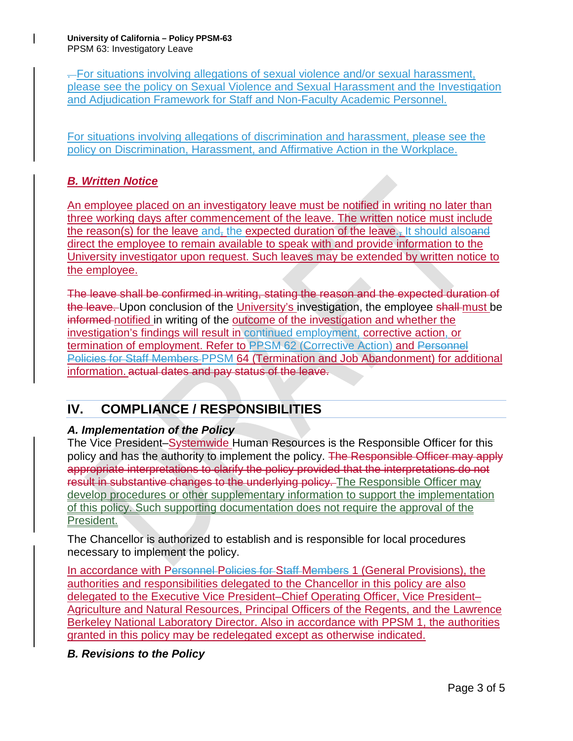. For situations involving allegations of sexual violence and/or sexual harassment, please see the policy on Sexual Violence and Sexual Harassment and the Investigation and Adjudication Framework for Staff and Non-Faculty Academic Personnel.

For situations involving allegations of discrimination and harassment, please see the policy on Discrimination, Harassment, and Affirmative Action in the Workplace.

***B. Written Notice***

An employee placed on an investigatory leave must be notified in writing no later than three working days after commencement of the leave. The written notice must include the reason(s) for the leave and, the expected duration of the leave., It should alsoand direct the employee to remain available to speak with and provide information to the University investigator upon request. Such leaves may be extended by written notice to the employee.

~~The leave shall be confirmed in writing, stating the reason and the expected duration of the leave.~~ Upon conclusion of the University's investigation, the employee ~~shall~~ must be ~~informed~~ notified in writing of the outcome of the investigation and whether the investigation's findings will result in continued employment, corrective action, or termination of employment. Refer to PPSM 62 (Corrective Action) and ~~Personnel Policies for Staff Members~~ PPSM 64 (Termination and Job Abandonment) for additional information. ~~actual dates and pay status of the leave.~~

## IV. COMPLIANCE / RESPONSIBILITIES

***A. Implementation of the Policy***

The Vice President–Systemwide Human Resources is the Responsible Officer for this policy and has the authority to implement the policy. ~~The Responsible Officer may apply appropriate interpretations to clarify the policy provided that the interpretations do not result in substantive changes to the underlying policy.~~ The Responsible Officer may develop procedures or other supplementary information to support the implementation of this policy. Such supporting documentation does not require the approval of the President.

The Chancellor is authorized to establish and is responsible for local procedures necessary to implement the policy.

In accordance with P~~ersonnel~~ P~~olicies for~~ S~~taff~~ M~~embers~~ 1 (General Provisions), the authorities and responsibilities delegated to the Chancellor in this policy are also delegated to the Executive Vice President–Chief Operating Officer, Vice President–Agriculture and Natural Resources, Principal Officers of the Regents, and the Lawrence Berkeley National Laboratory Director. Also in accordance with PPSM 1, the authorities granted in this policy may be redelegated except as otherwise indicated.

***B. Revisions to the Policy***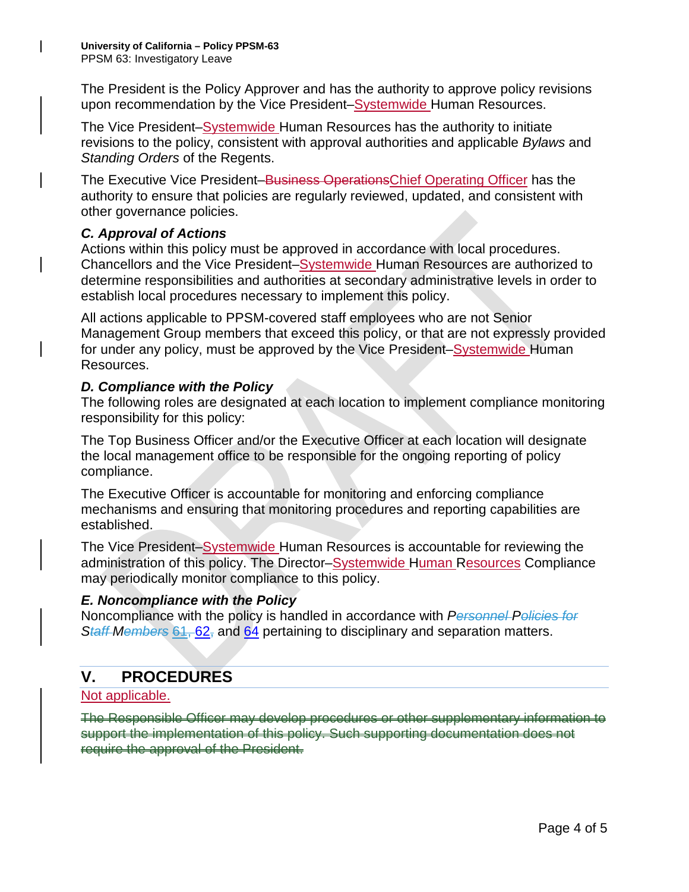The President is the Policy Approver and has the authority to approve policy revisions upon recommendation by the Vice President–Systemwide Human Resources.

The Vice President–Systemwide Human Resources has the authority to initiate revisions to the policy, consistent with approval authorities and applicable *Bylaws* and *Standing Orders* of the Regents.

The Executive Vice President–~~Business Operations~~Chief Operating Officer has the authority to ensure that policies are regularly reviewed, updated, and consistent with other governance policies.

### *C. Approval of Actions*

Actions within this policy must be approved in accordance with local procedures. Chancellors and the Vice President–Systemwide Human Resources are authorized to determine responsibilities and authorities at secondary administrative levels in order to establish local procedures necessary to implement this policy.

All actions applicable to PPSM-covered staff employees who are not Senior Management Group members that exceed this policy, or that are not expressly provided for under any policy, must be approved by the Vice President–Systemwide Human Resources.

### *D. Compliance with the Policy*

The following roles are designated at each location to implement compliance monitoring responsibility for this policy:

The Top Business Officer and/or the Executive Officer at each location will designate the local management office to be responsible for the ongoing reporting of policy compliance.

The Executive Officer is accountable for monitoring and enforcing compliance mechanisms and ensuring that monitoring procedures and reporting capabilities are established.

The Vice President–Systemwide Human Resources is accountable for reviewing the administration of this policy. The Director–Systemwide Human Resources Compliance may periodically monitor compliance to this policy.

### *E. Noncompliance with the Policy*

Noncompliance with the policy is handled in accordance with *P~~ersonnel~~ P~~olicies for~~ S~~taff~~ M~~embers~~* ~~61,~~ 62~~,~~ and 64 pertaining to disciplinary and separation matters.

## V. PROCEDURES

Not applicable.

~~The Responsible Officer may develop procedures or other supplementary information to support the implementation of this policy. Such supporting documentation does not require the approval of the President.~~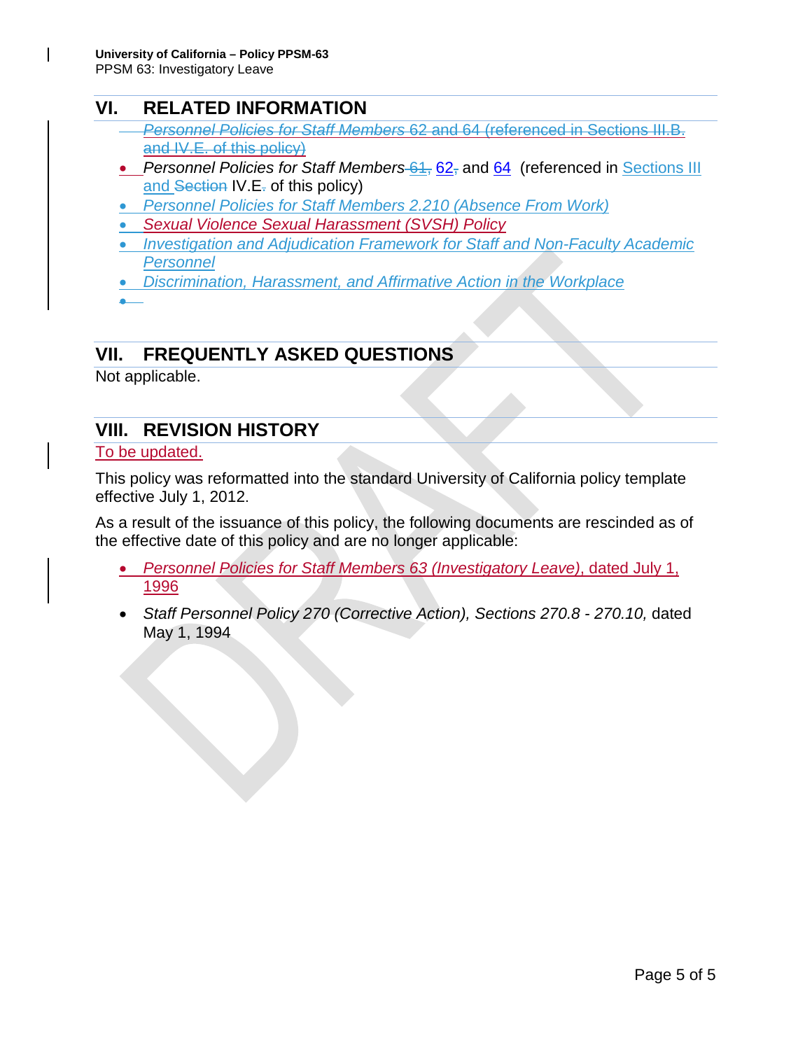## VI. RELATED INFORMATION

- ~~*Personnel Policies for Staff Members 62 and 64 (referenced in Sections III.B. and IV.E. of this policy)*~~
- *Personnel Policies for Staff Members* ~~61,~~ 62~~,~~ and 64 (referenced in Sections III and ~~Section~~ IV.E~~.~~ of this policy)
- *Personnel Policies for Staff Members 2.210 (Absence From Work)*
- *Sexual Violence Sexual Harassment (SVSH) Policy*
- *Investigation and Adjudication Framework for Staff and Non-Faculty Academic Personnel*
- *Discrimination, Harassment, and Affirmative Action in the Workplace*

## VII. FREQUENTLY ASKED QUESTIONS

Not applicable.

## VIII. REVISION HISTORY

To be updated.

This policy was reformatted into the standard University of California policy template effective July 1, 2012.

As a result of the issuance of this policy, the following documents are rescinded as of the effective date of this policy and are no longer applicable:

- *Personnel Policies for Staff Members 63 (Investigatory Leave)*, dated July 1, 1996
- *Staff Personnel Policy 270 (Corrective Action), Sections 270.8 - 270.10,* dated May 1, 1994